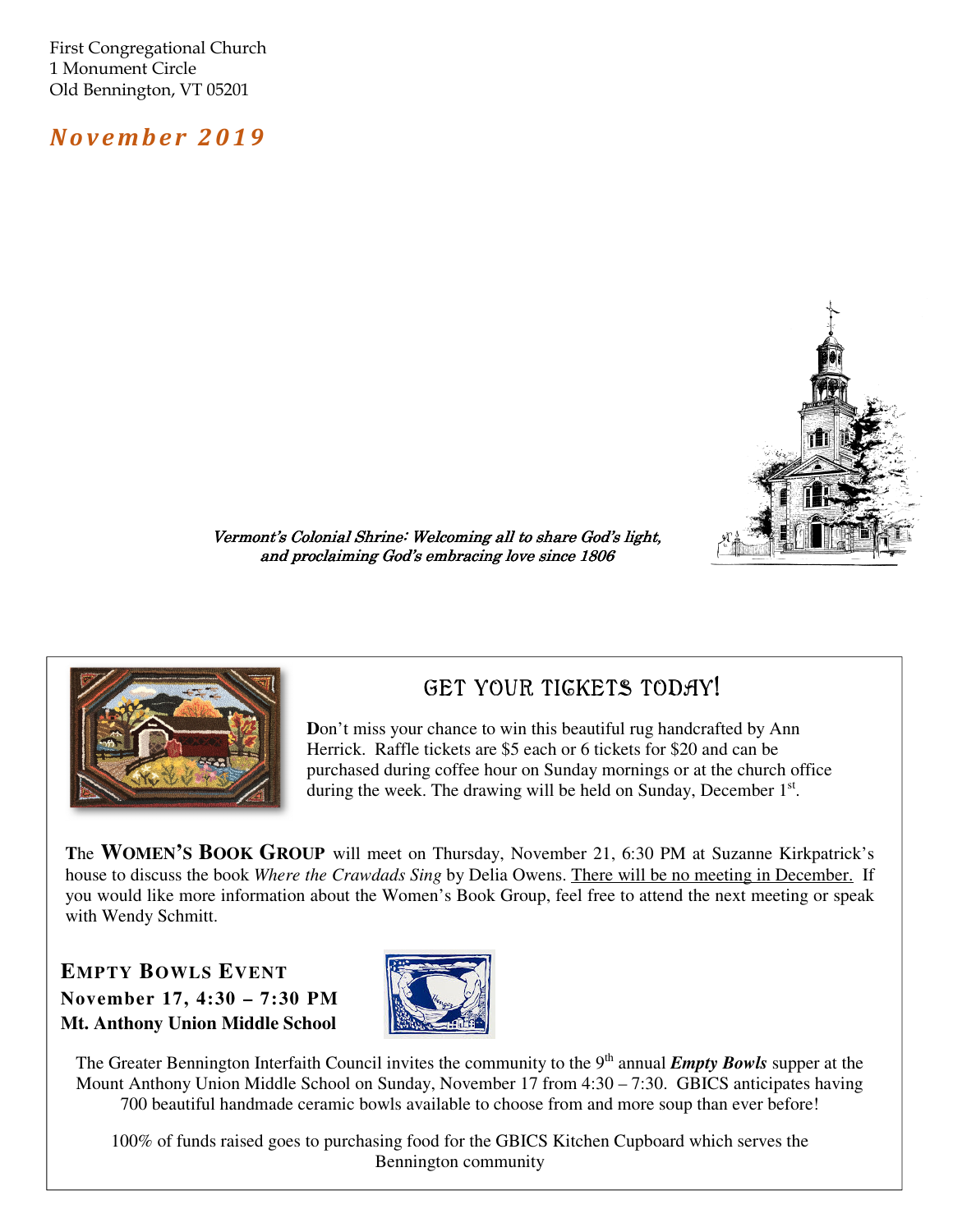First Congregational Church
1 Monument Circle
Old Bennington, VT 05201

# *November 2019*

*Vermont's Colonial Shrine: Welcoming all to share God's light, and proclaiming God's embracing love since 1806*

## GET YOUR TICKETS TODAY!

**D**on't miss your chance to win this beautiful rug handcrafted by Ann Herrick. Raffle tickets are $5 each or 6 tickets for $20 and can be purchased during coffee hour on Sunday mornings or at the church office during the week. The drawing will be held on Sunday, December 1st.

**T**he **WOMEN'S BOOK GROUP** will meet on Thursday, November 21, 6:30 PM at Suzanne Kirkpatrick's house to discuss the book *Where the Crawdads Sing* by Delia Owens. There will be no meeting in December. If you would like more information about the Women's Book Group, feel free to attend the next meeting or speak with Wendy Schmitt.

### EMPTY BOWLS EVENT
**November 17, 4:30 – 7:30 PM**
**Mt. Anthony Union Middle School**

The Greater Bennington Interfaith Council invites the community to the 9th annual ***Empty Bowls*** supper at the Mount Anthony Union Middle School on Sunday, November 17 from 4:30 – 7:30. GBICS anticipates having 700 beautiful handmade ceramic bowls available to choose from and more soup than ever before!

100% of funds raised goes to purchasing food for the GBICS Kitchen Cupboard which serves the Bennington community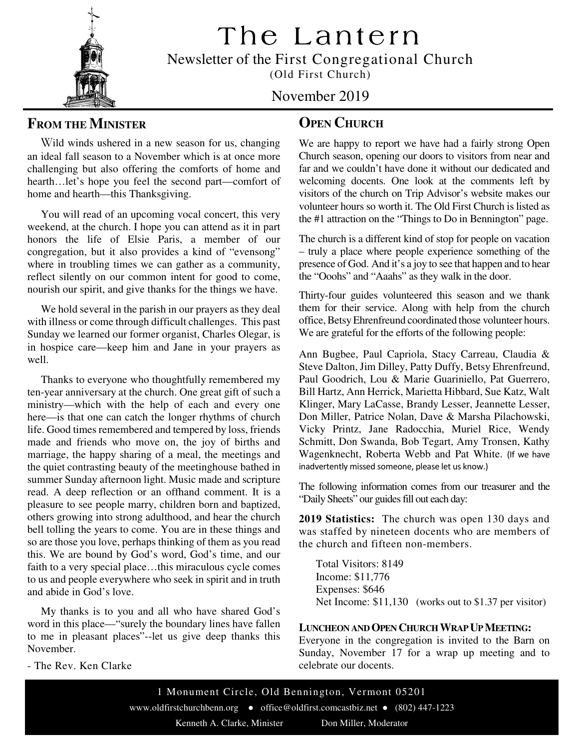# The Lantern

Newsletter of the First Congregational Church
(Old First Church)

November 2019

## From the Minister

Wild winds ushered in a new season for us, changing an ideal fall season to a November which is at once more challenging but also offering the comforts of home and hearth…let's hope you feel the second part—comfort of home and hearth—this Thanksgiving.

You will read of an upcoming vocal concert, this very weekend, at the church. I hope you can attend as it in part honors the life of Elsie Paris, a member of our congregation, but it also provides a kind of "evensong" where in troubling times we can gather as a community, reflect silently on our common intent for good to come, nourish our spirit, and give thanks for the things we have.

We hold several in the parish in our prayers as they deal with illness or come through difficult challenges. This past Sunday we learned our former organist, Charles Olegar, is in hospice care—keep him and Jane in your prayers as well.

Thanks to everyone who thoughtfully remembered my ten-year anniversary at the church. One great gift of such a ministry—which with the help of each and every one here—is that one can catch the longer rhythms of church life. Good times remembered and tempered by loss, friends made and friends who move on, the joy of births and marriage, the happy sharing of a meal, the meetings and the quiet contrasting beauty of the meetinghouse bathed in summer Sunday afternoon light. Music made and scripture read. A deep reflection or an offhand comment. It is a pleasure to see people marry, children born and baptized, others growing into strong adulthood, and hear the church bell tolling the years to come. You are in these things and so are those you love, perhaps thinking of them as you read this. We are bound by God's word, God's time, and our faith to a very special place…this miraculous cycle comes to us and people everywhere who seek in spirit and in truth and abide in God's love.

My thanks is to you and all who have shared God's word in this place—"surely the boundary lines have fallen to me in pleasant places"--let us give deep thanks this November.

- The Rev. Ken Clarke

## Open Church

We are happy to report we have had a fairly strong Open Church season, opening our doors to visitors from near and far and we couldn't have done it without our dedicated and welcoming docents. One look at the comments left by visitors of the church on Trip Advisor's website makes our volunteer hours so worth it. The Old First Church is listed as the #1 attraction on the "Things to Do in Bennington" page.

The church is a different kind of stop for people on vacation – truly a place where people experience something of the presence of God. And it's a joy to see that happen and to hear the "Ooohs" and "Aaahs" as they walk in the door.

Thirty-four guides volunteered this season and we thank them for their service. Along with help from the church office, Betsy Ehrenfreund coordinated those volunteer hours. We are grateful for the efforts of the following people:

Ann Bugbee, Paul Capriola, Stacy Carreau, Claudia & Steve Dalton, Jim Dilley, Patty Duffy, Betsy Ehrenfreund, Paul Goodrich, Lou & Marie Guariniello, Pat Guerrero, Bill Hartz, Ann Herrick, Marietta Hibbard, Sue Katz, Walt Klinger, Mary LaCasse, Brandy Lesser, Jeannette Lesser, Don Miller, Patrice Nolan, Dave & Marsha Pilachowski, Vicky Printz, Jane Radocchia, Muriel Rice, Wendy Schmitt, Don Swanda, Bob Tegart, Amy Tronsen, Kathy Wagenknecht, Roberta Webb and Pat White. (If we have inadvertently missed someone, please let us know.)

The following information comes from our treasurer and the "Daily Sheets" our guides fill out each day:

**2019 Statistics:** The church was open 130 days and was staffed by nineteen docents who are members of the church and fifteen non-members.

Total Visitors: 8149
Income: $11,776
Expenses: $646
Net Income: $11,130 (works out to $1.37 per visitor)

**Luncheon and Open Church Wrap Up Meeting:**
Everyone in the congregation is invited to the Barn on Sunday, November 17 for a wrap up meeting and to celebrate our docents.

1 Monument Circle, Old Bennington, Vermont 05201
www.oldfirstchurchbenn.org ● office@oldfirst.comcastbiz.net ● (802) 447-1223
Kenneth A. Clarke, Minister Don Miller, Moderator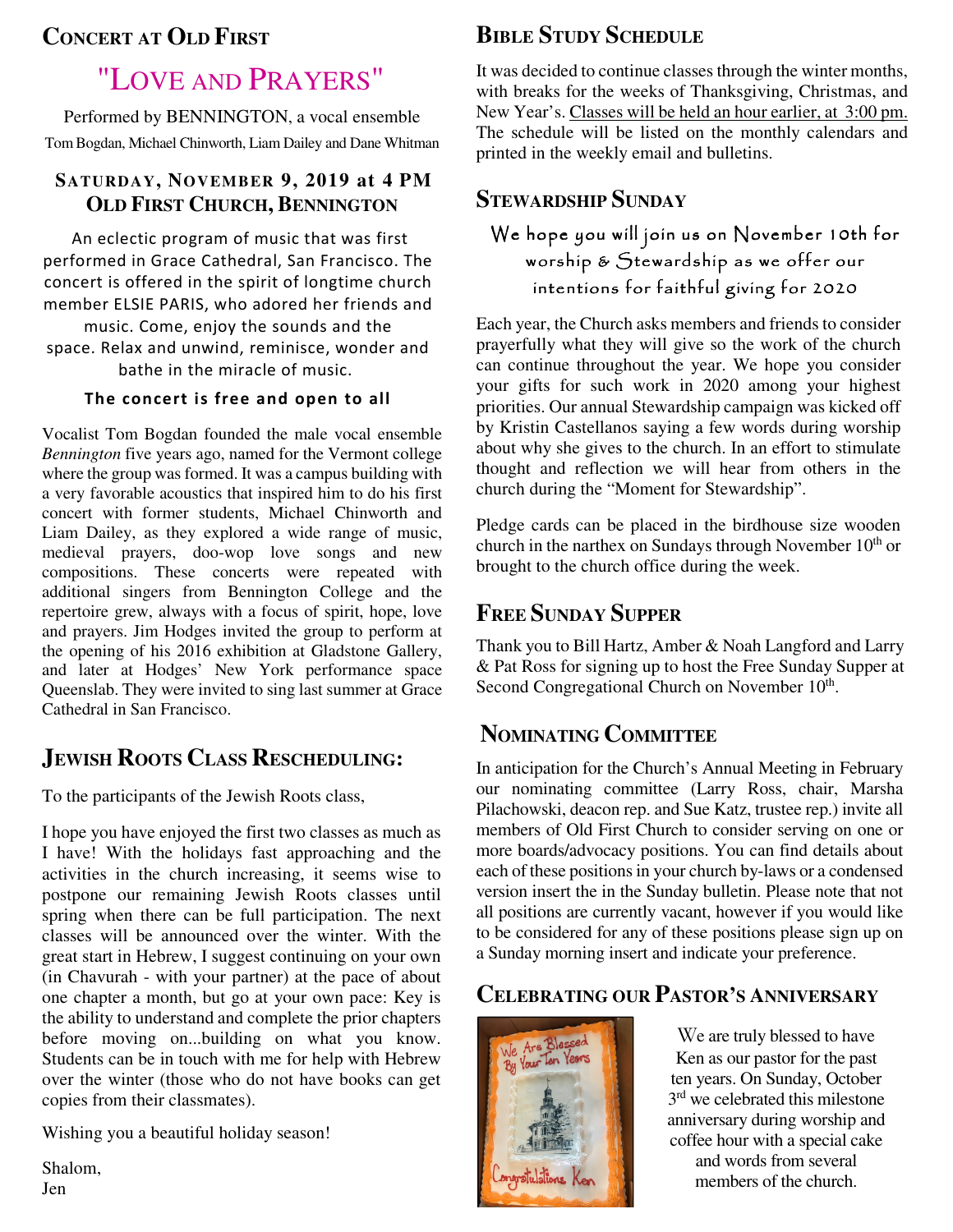## Concert at Old First

# "Love and Prayers"

Performed by BENNINGTON, a vocal ensemble

Tom Bogdan, Michael Chinworth, Liam Dailey and Dane Whitman

### Saturday, November 9, 2019 at 4 PM
### Old First Church, Bennington

An eclectic program of music that was first performed in Grace Cathedral, San Francisco. The concert is offered in the spirit of longtime church member ELSIE PARIS, who adored her friends and music. Come, enjoy the sounds and the space. Relax and unwind, reminisce, wonder and bathe in the miracle of music.

**The concert is free and open to all**

Vocalist Tom Bogdan founded the male vocal ensemble *Bennington* five years ago, named for the Vermont college where the group was formed. It was a campus building with a very favorable acoustics that inspired him to do his first concert with former students, Michael Chinworth and Liam Dailey, as they explored a wide range of music, medieval prayers, doo-wop love songs and new compositions. These concerts were repeated with additional singers from Bennington College and the repertoire grew, always with a focus of spirit, hope, love and prayers. Jim Hodges invited the group to perform at the opening of his 2016 exhibition at Gladstone Gallery, and later at Hodges' New York performance space Queenslab. They were invited to sing last summer at Grace Cathedral in San Francisco.

## Jewish Roots Class Rescheduling:

To the participants of the Jewish Roots class,

I hope you have enjoyed the first two classes as much as I have! With the holidays fast approaching and the activities in the church increasing, it seems wise to postpone our remaining Jewish Roots classes until spring when there can be full participation. The next classes will be announced over the winter. With the great start in Hebrew, I suggest continuing on your own (in Chavurah - with your partner) at the pace of about one chapter a month, but go at your own pace: Key is the ability to understand and complete the prior chapters before moving on...building on what you know. Students can be in touch with me for help with Hebrew over the winter (those who do not have books can get copies from their classmates).

Wishing you a beautiful holiday season!

Shalom,
Jen

## Bible Study Schedule

It was decided to continue classes through the winter months, with breaks for the weeks of Thanksgiving, Christmas, and New Year's. Classes will be held an hour earlier, at 3:00 pm. The schedule will be listed on the monthly calendars and printed in the weekly email and bulletins.

## Stewardship Sunday

We hope you will join us on November 10th for worship & Stewardship as we offer our intentions for faithful giving for 2020

Each year, the Church asks members and friends to consider prayerfully what they will give so the work of the church can continue throughout the year. We hope you consider your gifts for such work in 2020 among your highest priorities. Our annual Stewardship campaign was kicked off by Kristin Castellanos saying a few words during worship about why she gives to the church. In an effort to stimulate thought and reflection we will hear from others in the church during the "Moment for Stewardship".

Pledge cards can be placed in the birdhouse size wooden church in the narthex on Sundays through November 10th or brought to the church office during the week.

## Free Sunday Supper

Thank you to Bill Hartz, Amber & Noah Langford and Larry & Pat Ross for signing up to host the Free Sunday Supper at Second Congregational Church on November 10th.

## Nominating Committee

In anticipation for the Church's Annual Meeting in February our nominating committee (Larry Ross, chair, Marsha Pilachowski, deacon rep. and Sue Katz, trustee rep.) invite all members of Old First Church to consider serving on one or more boards/advocacy positions. You can find details about each of these positions in your church by-laws or a condensed version insert the in the Sunday bulletin. Please note that not all positions are currently vacant, however if you would like to be considered for any of these positions please sign up on a Sunday morning insert and indicate your preference.

## Celebrating our Pastor's Anniversary

We are truly blessed to have Ken as our pastor for the past ten years. On Sunday, October 3rd we celebrated this milestone anniversary during worship and coffee hour with a special cake and words from several members of the church.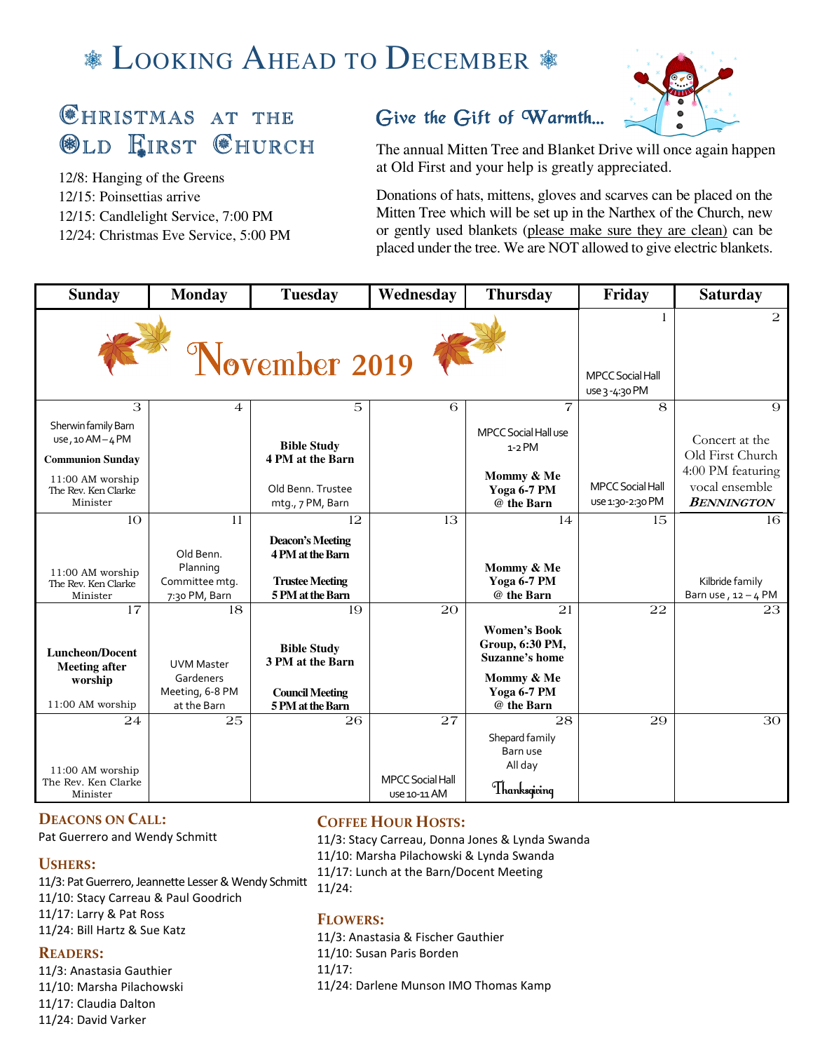# ❄ Looking Ahead to December ❄

## Christmas at the Old First Church

12/8: Hanging of the Greens
12/15: Poinsettias arrive
12/15: Candlelight Service, 7:00 PM
12/24: Christmas Eve Service, 5:00 PM

## Give the Gift of Warmth...

The annual Mitten Tree and Blanket Drive will once again happen at Old First and your help is greatly appreciated.

Donations of hats, mittens, gloves and scarves can be placed on the Mitten Tree which will be set up in the Narthex of the Church, new or gently used blankets (please make sure they are clean) can be placed under the tree. We are NOT allowed to give electric blankets.

## November 2019

| Sunday | Monday | Tuesday | Wednesday | Thursday | Friday | Saturday |
|---|---|---|---|---|---|---|
| | | | | | 1<br>MPCC Social Hall use 3 -4:30 PM | 2 |
| 3<br>Sherwin family Barn use , 10 AM – 4 PM<br>**Communion Sunday**<br>11:00 AM worship The Rev. Ken Clarke Minister | 4 | 5<br>**Bible Study 4 PM at the Barn**<br>Old Benn. Trustee mtg., 7 PM, Barn | 6 | 7<br>MPCC Social Hall use 1-2 PM<br>**Mommy & Me Yoga 6-7 PM @ the Barn** | 8<br>MPCC Social Hall use 1:30-2:30 PM | 9<br>Concert at the Old First Church 4:00 PM featuring vocal ensemble ***Bennington*** |
| 10<br>11:00 AM worship The Rev. Ken Clarke Minister | 11<br>Old Benn. Planning Committee mtg. 7:30 PM, Barn | 12<br>**Deacon's Meeting 4 PM at the Barn**<br>**Trustee Meeting 5 PM at the Barn** | 13 | 14<br>**Mommy & Me Yoga 6-7 PM @ the Barn** | 15 | 16<br>Kilbride family Barn use , 12 – 4 PM |
| 17<br>**Luncheon/Docent Meeting after worship**<br>11:00 AM worship | 18<br>UVM Master Gardeners Meeting, 6-8 PM at the Barn | 19<br>**Bible Study 3 PM at the Barn**<br>**Council Meeting 5 PM at the Barn** | 20 | 21<br>**Women's Book Group, 6:30 PM, Suzanne's home**<br>**Mommy & Me Yoga 6-7 PM @ the Barn** | 22 | 23 |
| 24<br>11:00 AM worship The Rev. Ken Clarke Minister | 25 | 26 | 27<br>MPCC Social Hall use 10-11 AM | 28<br>Shepard family Barn use All day<br>Thanksgiving | 29 | 30 |

### Deacons on Call:
Pat Guerrero and Wendy Schmitt

### Ushers:
11/3: Pat Guerrero, Jeannette Lesser & Wendy Schmitt
11/10: Stacy Carreau & Paul Goodrich
11/17: Larry & Pat Ross
11/24: Bill Hartz & Sue Katz

### Readers:
11/3: Anastasia Gauthier
11/10: Marsha Pilachowski
11/17: Claudia Dalton
11/24: David Varker

### Coffee Hour Hosts:
11/3: Stacy Carreau, Donna Jones & Lynda Swanda
11/10: Marsha Pilachowski & Lynda Swanda
11/17: Lunch at the Barn/Docent Meeting
11/24:

### Flowers:
11/3: Anastasia & Fischer Gauthier
11/10: Susan Paris Borden
11/17:
11/24: Darlene Munson IMO Thomas Kamp